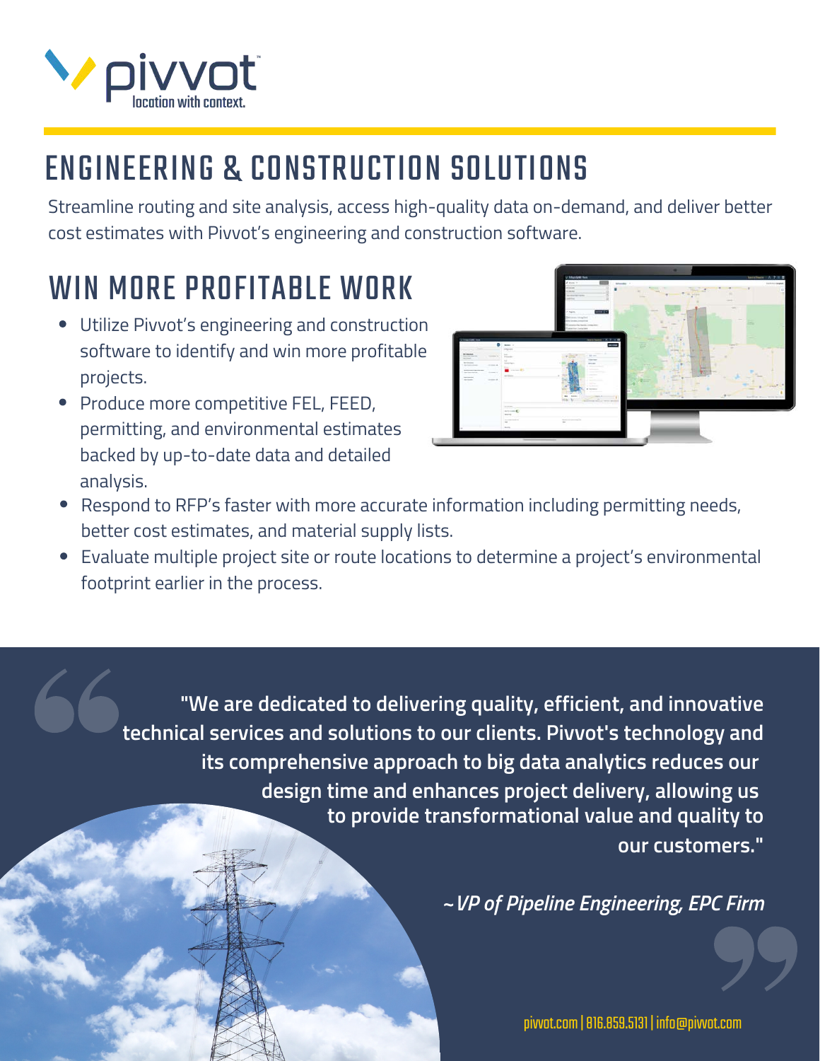pivvot™
location with context.

# ENGINEERING & CONSTRUCTION SOLUTIONS

Streamline routing and site analysis, access high-quality data on-demand, and deliver better cost estimates with Pivvot's engineering and construction software.

## WIN MORE PROFITABLE WORK

- Utilize Pivvot's engineering and construction software to identify and win more profitable projects.
- Produce more competitive FEL, FEED, permitting, and environmental estimates backed by up-to-date data and detailed analysis.
- Respond to RFP's faster with more accurate information including permitting needs, better cost estimates, and material supply lists.
- Evaluate multiple project site or route locations to determine a project's environmental footprint earlier in the process.

> **"We are dedicated to delivering quality, efficient, and innovative technical services and solutions to our clients. Pivvot's technology and its comprehensive approach to big data analytics reduces our design time and enhances project delivery, allowing us to provide transformational value and quality to our customers."**
>
> ***~ VP of Pipeline Engineering, EPC Firm***

pivvot.com | 816.859.5131 | info@pivvot.com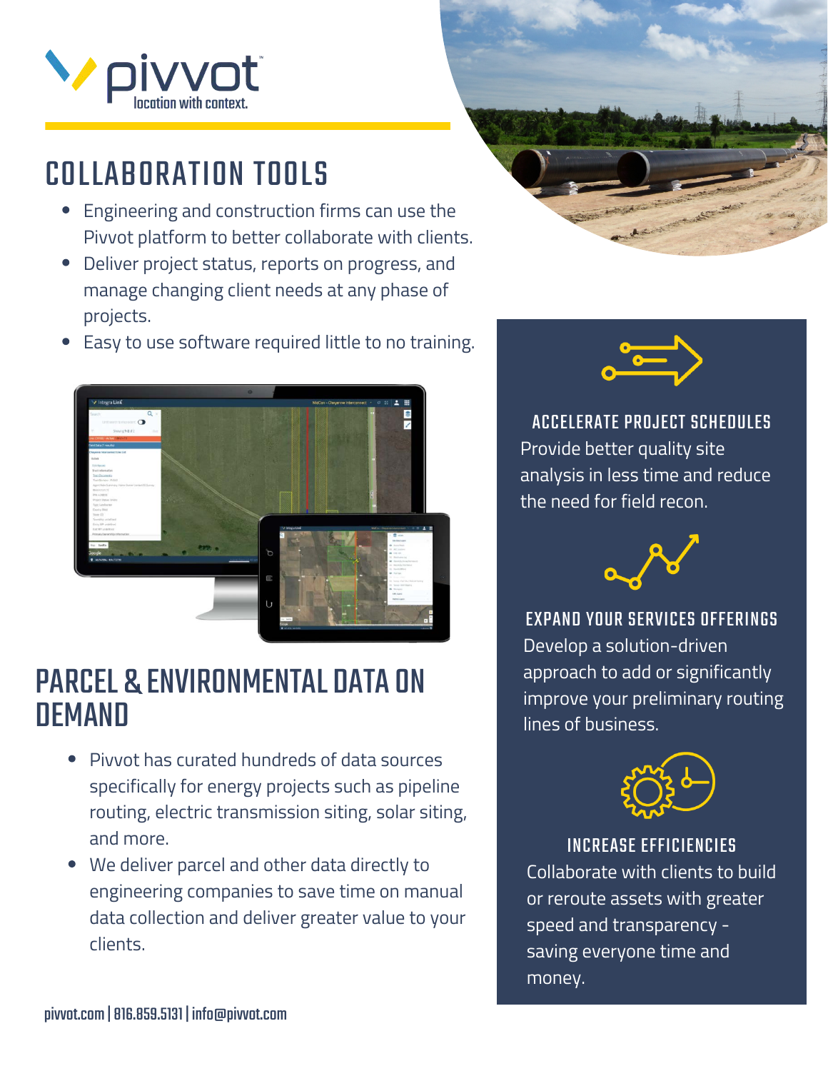pivvot
location with context.

## COLLABORATION TOOLS

- Engineering and construction firms can use the Pivvot platform to better collaborate with clients.
- Deliver project status, reports on progress, and manage changing client needs at any phase of projects.
- Easy to use software required little to no training.

## PARCEL & ENVIRONMENTAL DATA ON DEMAND

- Pivvot has curated hundreds of data sources specifically for energy projects such as pipeline routing, electric transmission siting, solar siting, and more.
- We deliver parcel and other data directly to engineering companies to save time on manual data collection and deliver greater value to your clients.

### ACCELERATE PROJECT SCHEDULES

Provide better quality site analysis in less time and reduce the need for field recon.

### EXPAND YOUR SERVICES OFFERINGS

Develop a solution-driven approach to add or significantly improve your preliminary routing lines of business.

### INCREASE EFFICIENCIES

Collaborate with clients to build or reroute assets with greater speed and transparency - saving everyone time and money.

pivvot.com | 816.859.5131 | info@pivvot.com